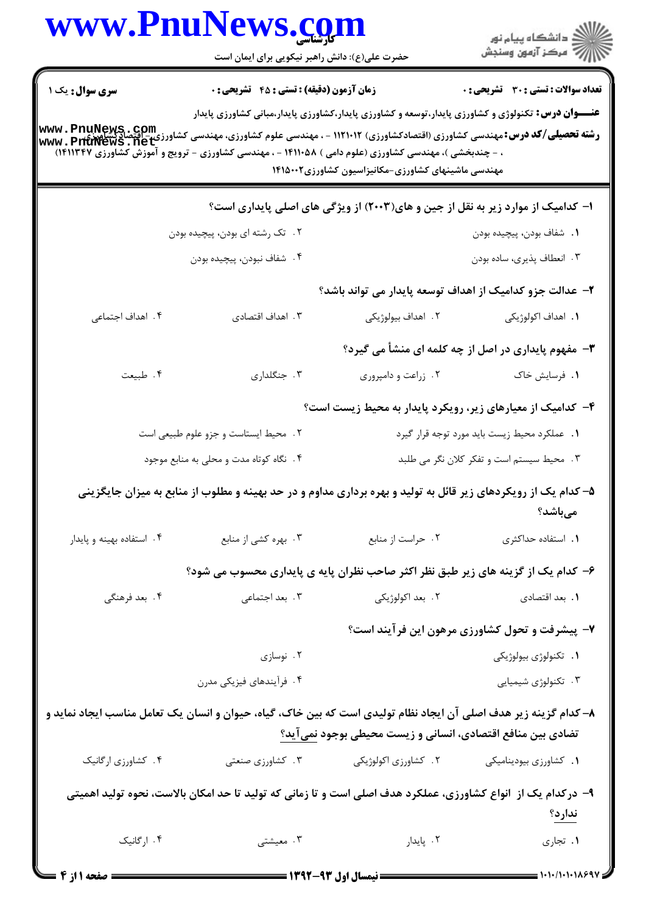**سری سوال:** یک ۱

**زمان آزمون (دقیقه) : تستی : ۴۵ تشریحی : ۰**

**تعداد سوالات : تستی : ۳۰ تشریحی : ۰**

**عنـــوان درس:** تکنولوژی و کشاورزی پایدار،توسعه و کشاورزی پایدار،کشاورزی پایدار،مبانی کشاورزی پایدار

**رشته تحصیلی/کد درس:** مهندسی کشاورزی (اقتصادکشاورزی) ۱۱۲۱۰۱۲ - ، مهندسی علوم کشاورزی، مهندسی کشاورزی - اقتصاد کشاورزی ، - چندبخشی )، مهندسی کشاورزی (علوم دامی ) ۱۴۱۱۰۵۸ - ، مهندسی کشاورزی - ترویج و آموزش کشاورزی ۱۴۱۱۳۴۷) مهندسی ماشینهای کشاورزی-مکانیزاسیون کشاورزی۱۴۱۵۰۰۲

۱- کدامیک از موارد زیر به نقل از جین و های(۲۰۰۳) از ویژگی های اصلی پایداری است؟

۱. شفاف بودن، پیچیده بودن
۲. تک رشته ای بودن، پیچیده بودن
۳. انعطاف پذیری، ساده بودن
۴. شفاف نبودن، پیچیده بودن

۲- عدالت جزو کدامیک از اهداف توسعه پایدار می تواند باشد؟

۱. اهداف اکولوژیکی
۲. اهداف بیولوژیکی
۳. اهداف اقتصادی
۴. اهداف اجتماعی

۳- مفهوم پایداری در اصل از چه کلمه ای منشأ می گیرد؟

۱. فرسایش خاک
۲. زراعت و دامپروری
۳. جنگلداری
۴. طبیعت

۴- کدامیک از معیارهای زیر، رویکرد پایدار به محیط زیست است؟

۱. عملکرد محیط زیست باید مورد توجه قرار گیرد
۲. محیط ایستاست و جزو علوم طبیعی است
۳. محیط سیستم است و تفکر کلان نگر می طلبد
۴. نگاه کوتاه مدت و محلی به منابع موجود

۵- کدام یک از رویکردهای زیر قائل به تولید و بهره برداری مداوم و در حد بهینه و مطلوب از منابع به میزان جایگزینی می‌باشد؟

۱. استفاده حداکثری
۲. حراست از منابع
۳. بهره کشی از منابع
۴. استفاده بهینه و پایدار

۶- کدام یک از گزینه های زیر طبق نظر اکثر صاحب نظران پایه ی پایداری محسوب می شود؟

۱. بعد اقتصادی
۲. بعد اکولوژیکی
۳. بعد اجتماعی
۴. بعد فرهنگی

۷- پیشرفت و تحول کشاورزی مرهون این فرآیند است؟

۱. تکنولوژی بیولوژیکی
۲. نوسازی
۳. تکنولوژی شیمیایی
۴. فرآیندهای فیزیکی مدرن

۸- کدام گزینه زیر هدف اصلی آن ایجاد نظام تولیدی است که بین خاک، گیاه، حیوان و انسان یک تعامل مناسب ایجاد نماید و تضادی بین منافع اقتصادی، انسانی و زیست محیطی بوجود نمی‌آید؟

۱. کشاورزی بیودینامیکی
۲. کشاورزی اکولوژیکی
۳. کشاورزی صنعتی
۴. کشاورزی ارگانیک

۹- درکدام یک از انواع کشاورزی، عملکرد هدف اصلی است و تا زمانی که تولید تا حد امکان بالاست، نحوه تولید اهمیتی ندارد؟

۱. تجاری
۲. پایدار
۳. معیشتی
۴. ارگانیک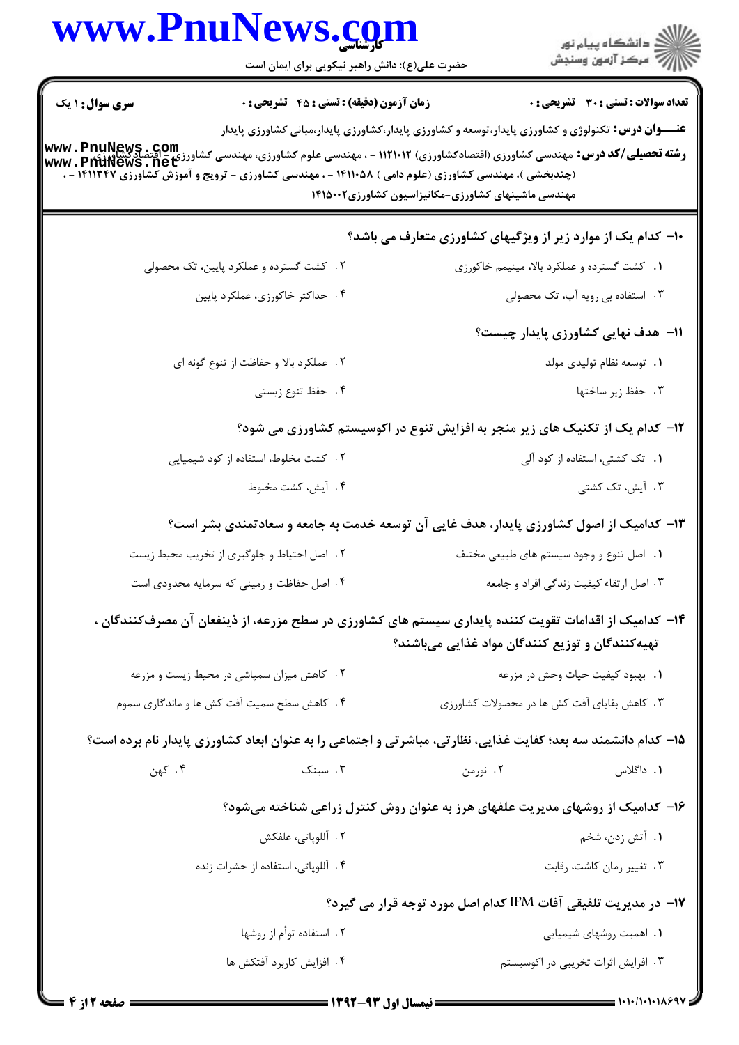**سری سوال:** ۱ یک | **زمان آزمون (دقیقه) : تستی : ۴۵ تشریحی : ۰** | **تعداد سوالات : تستی : ۳۰ تشریحی : ۰**

**عنـــوان درس:** تکنولوژی و کشاورزی پایدار،توسعه و کشاورزی پایدار،کشاورزی پایدار،مبانی کشاورزی پایدار

**رشته تحصیلی/کد درس:** مهندسی کشاورزی (اقتصادکشاورزی) ۱۱۲۱۰۱۲ - ، مهندسی علوم کشاورزی، مهندسی کشاورزی - اقتصادکشاورزی (چندبخشی )، مهندسی کشاورزی (علوم دامی ) ۱۴۱۱۰۵۸ - ، مهندسی کشاورزی - ترویج و آموزش کشاورزی ۱۴۱۱۳۴۷ - ، مهندسی ماشینهای کشاورزی-مکانیزاسیون کشاورزی۱۴۱۵۰۰۲

۱۰- کدام یک از موارد زیر از ویژگیهای کشاورزی متعارف می باشد؟

۱. کشت گسترده و عملکرد بالا، مینیمم خاکورزی

۲. کشت گسترده و عملکرد پایین، تک محصولی

۳. استفاده بی رویه آب، تک محصولی

۴. حداکثر خاکورزی، عملکرد پایین

۱۱- هدف نهایی کشاورزی پایدار چیست؟

۱. توسعه نظام تولیدی مولد

۲. عملکرد بالا و حفاظت از تنوع گونه ای

۳. حفظ زیر ساختها

۴. حفظ تنوع زیستی

۱۲- کدام یک از تکنیک های زیر منجر به افزایش تنوع در اکوسیستم کشاورزی می شود؟

۱. تک کشتی، استفاده از کود آلی

۲. کشت مخلوط، استفاده از کود شیمیایی

۳. آیش، تک کشتی

۴. آیش، کشت مخلوط

۱۳- کدامیک از اصول کشاورزی پایدار، هدف غایی آن توسعه خدمت به جامعه و سعادتمندی بشر است؟

۱. اصل تنوع و وجود سیستم های طبیعی مختلف

۲. اصل احتیاط و جلوگیری از تخریب محیط زیست

۳. اصل ارتقاء کیفیت زندگی افراد و جامعه

۴. اصل حفاظت و زمینی که سرمایه محدودی است

۱۴- کدامیک از اقدامات تقویت کننده پایداری سیستم های کشاورزی در سطح مزرعه، از ذینفعان آن مصرف‌کنندگان ، تهیه‌کنندگان و توزیع کنندگان مواد غذایی می‌باشند؟

۱. بهبود کیفیت حیات وحش در مزرعه

۲. کاهش میزان سمپاشی در محیط زیست و مزرعه

۳. کاهش بقایای آفت کش ها در محصولات کشاورزی

۴. کاهش سطح سمیت آفت کش ها و ماندگاری سموم

۱۵- کدام دانشمند سه بعد؛ کفایت غذایی، نظارتی، مباشرتی و اجتماعی را به عنوان ابعاد کشاورزی پایدار نام برده است؟

۱. داگلاس

۲. نورمن

۳. سینک

۴. کهن

۱۶- کدامیک از روشهای مدیریت علفهای هرز به عنوان روش کنترل زراعی شناخته می‌شود؟

۱. آتش زدن، شخم

۲. آللوپاتی، علفکش

۳. تغییر زمان کاشت، رقابت

۴. آللوپاتی، استفاده از حشرات زنده

۱۷- در مدیریت تلفیقی آفات IPM کدام اصل مورد توجه قرار می گیرد؟

۱. اهمیت روشهای شیمیایی

۲. استفاده توأم از روشها

۳. افزایش اثرات تخریبی در اکوسیستم

۴. افزایش کاربرد آفتکش ها

**نیمسال اول ۹۳-۱۳۹۲**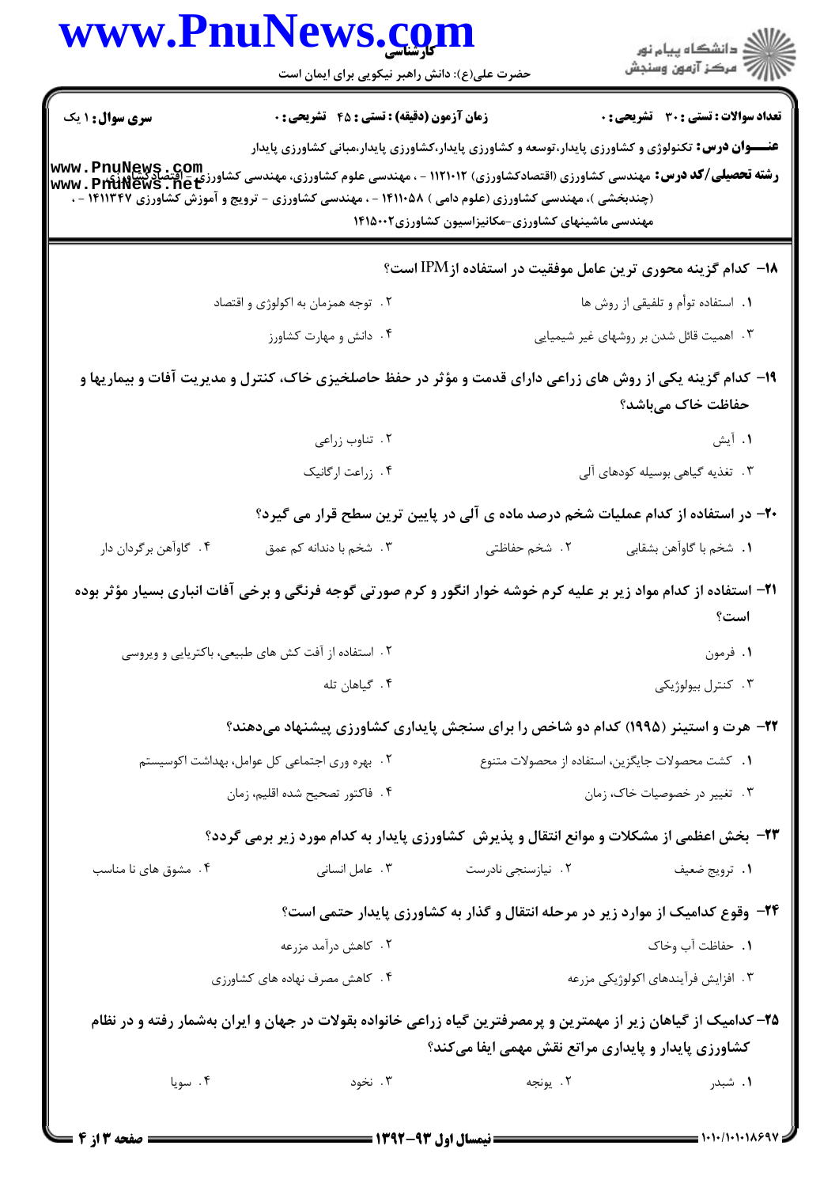**سری سوال:** ۱ یک | **زمان آزمون (دقیقه):** تستی: ۴۵ تشریحی: ۰ | **تعداد سوالات:** تستی: ۳۰ تشریحی: ۰

**عنـــوان درس:** تکنولوژی و کشاورزی پایدار،توسعه و کشاورزی پایدار،کشاورزی پایدار،مبانی کشاورزی پایدار

**رشته تحصیلی/کد درس:** مهندسی کشاورزی (اقتصادکشاورزی) ۱۱۲۱۰۱۲ - ، مهندسی علوم کشاورزی، مهندسی کشاورزی - اقتصادکشاورزی (چندبخشی )، مهندسی کشاورزی (علوم دامی ) ۱۴۱۱۰۵۸ - ، مهندسی کشاورزی - ترویج و آموزش کشاورزی ۱۴۱۱۳۴۷ - ، مهندسی ماشینهای کشاورزی-مکانیزاسیون کشاورزی۱۴۱۵۰۰۲

۱۸- کدام گزینه محوری ترین عامل موفقیت در استفاده ازIPM است؟

۱. استفاده توأم و تلفیقی از روش ها
۲. توجه همزمان به اکولوژی و اقتصاد
۳. اهمیت قائل شدن بر روشهای غیر شیمیایی
۴. دانش و مهارت کشاورز

۱۹- کدام گزینه یکی از روش های زراعی دارای قدمت و مؤثر در حفظ حاصلخیزی خاک، کنترل و مدیریت آفات و بیماریها و حفاظت خاک می‌باشد؟

۱. آیش
۲. تناوب زراعی
۳. تغذیه گیاهی بوسیله کودهای آلی
۴. زراعت ارگانیک

۲۰- در استفاده از کدام عملیات شخم درصد ماده ی آلی در پایین ترین سطح قرار می گیرد؟

۱. شخم با گاوآهن بشقابی
۲. شخم حفاظتی
۳. شخم با دندانه کم عمق
۴. گاوآهن برگردان دار

۲۱- استفاده از کدام مواد زیر بر علیه کرم خوشه خوار انگور و کرم صورتی گوجه فرنگی و برخی آفات انباری بسیار مؤثر بوده است؟

۱. فرمون
۲. استفاده از آفت کش های طبیعی، باکتریایی و ویروسی
۳. کنترل بیولوژیکی
۴. گیاهان تله

۲۲- هرت و استینر (۱۹۹۵) کدام دو شاخص را برای سنجش پایداری کشاورزی پیشنهاد می‌دهند؟

۱. کشت محصولات جایگزین، استفاده از محصولات متنوع
۲. بهره وری اجتماعی کل عوامل، بهداشت اکوسیستم
۳. تغییر در خصوصیات خاک، زمان
۴. فاکتور تصحیح شده اقلیم، زمان

۲۳- بخش اعظمی از مشکلات و موانع انتقال و پذیرش کشاورزی پایدار به کدام مورد زیر برمی گردد؟

۱. ترویج ضعیف
۲. نیازسنجی نادرست
۳. عامل انسانی
۴. مشوق های نا مناسب

۲۴- وقوع کدامیک از موارد زیر در مرحله انتقال و گذار به کشاورزی پایدار حتمی است؟

۱. حفاظت آب وخاک
۲. کاهش درآمد مزرعه
۳. افزایش فرآیندهای اکولوژیکی مزرعه
۴. کاهش مصرف نهاده های کشاورزی

۲۵- کدامیک از گیاهان زیر از مهمترین و پرمصرفترین گیاه زراعی خانواده بقولات در جهان و ایران به‌شمار رفته و در نظام کشاورزی پایدار و پایداری مراتع نقش مهمی ایفا می‌کند؟

۱. شبدر
۲. یونجه
۳. نخود
۴. سویا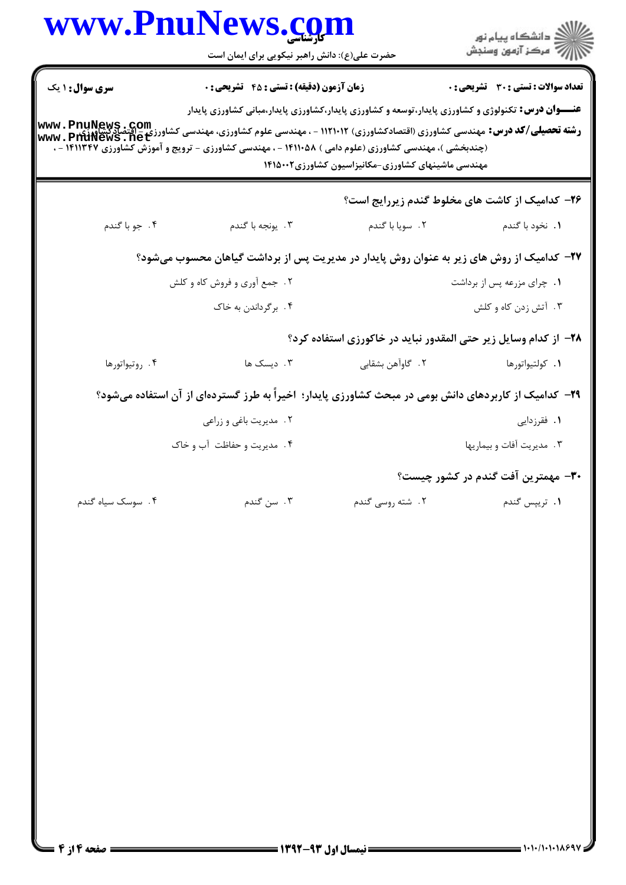**سری سوال:** ۱ یک

**زمان آزمون (دقیقه) : تستی : ۴۵ تشریحی : ۰**

**تعداد سوالات : تستی : ۳۰ تشریحی : ۰**

**عنـــوان درس:** تکنولوژی و کشاورزی پایدار،توسعه و کشاورزی پایدار،کشاورزی پایدار،مبانی کشاورزی پایدار

**رشته تحصیلی/کد درس:** مهندسی کشاورزی (اقتصادکشاورزی) ۱۱۲۱۰۱۲ - ، مهندسی علوم کشاورزی، مهندسی کشاورزی - اقتصادکشاورزی (چندبخشی )، مهندسی کشاورزی (علوم دامی ) ۱۴۱۱۰۵۸ - ، مهندسی کشاورزی - ترویج و آموزش کشاورزی ۱۴۱۱۳۴۷ - ، مهندسی ماشینهای کشاورزی-مکانیزاسیون کشاورزی۱۴۱۵۰۰۲

**۲۶- کدامیک از کاشت های مخلوط گندم زیررایج است؟**

۱. نخود با گندم
۲. سویا با گندم
۳. یونجه با گندم
۴. جو با گندم

**۲۷- کدامیک از روش های زیر به عنوان روش پایدار در مدیریت پس از برداشت گیاهان محسوب می‌شود؟**

۱. چرای مزرعه پس از برداشت
۲. جمع آوری و فروش کاه و کلش
۳. آتش زدن کاه و کلش
۴. برگرداندن به خاک

**۲۸- از کدام وسایل زیر حتی المقدور نباید در خاکورزی استفاده کرد؟**

۱. کولتیواتورها
۲. گاوآهن بشقابی
۳. دیسک ها
۴. روتیواتورها

**۲۹- کدامیک از کاربردهای دانش بومی در مبحث کشاورزی پایدار؛ اخیراً به طرز گسترده‌ای از آن استفاده می‌شود؟**

۱. فقرزدایی
۲. مدیریت باغی و زراعی
۳. مدیریت آفات و بیماریها
۴. مدیریت و حفاظت آب و خاک

**۳۰- مهمترین آفت گندم در کشور چیست؟**

۱. تریپس گندم
۲. شته روسی گندم
۳. سن گندم
۴. سوسک سیاه گندم